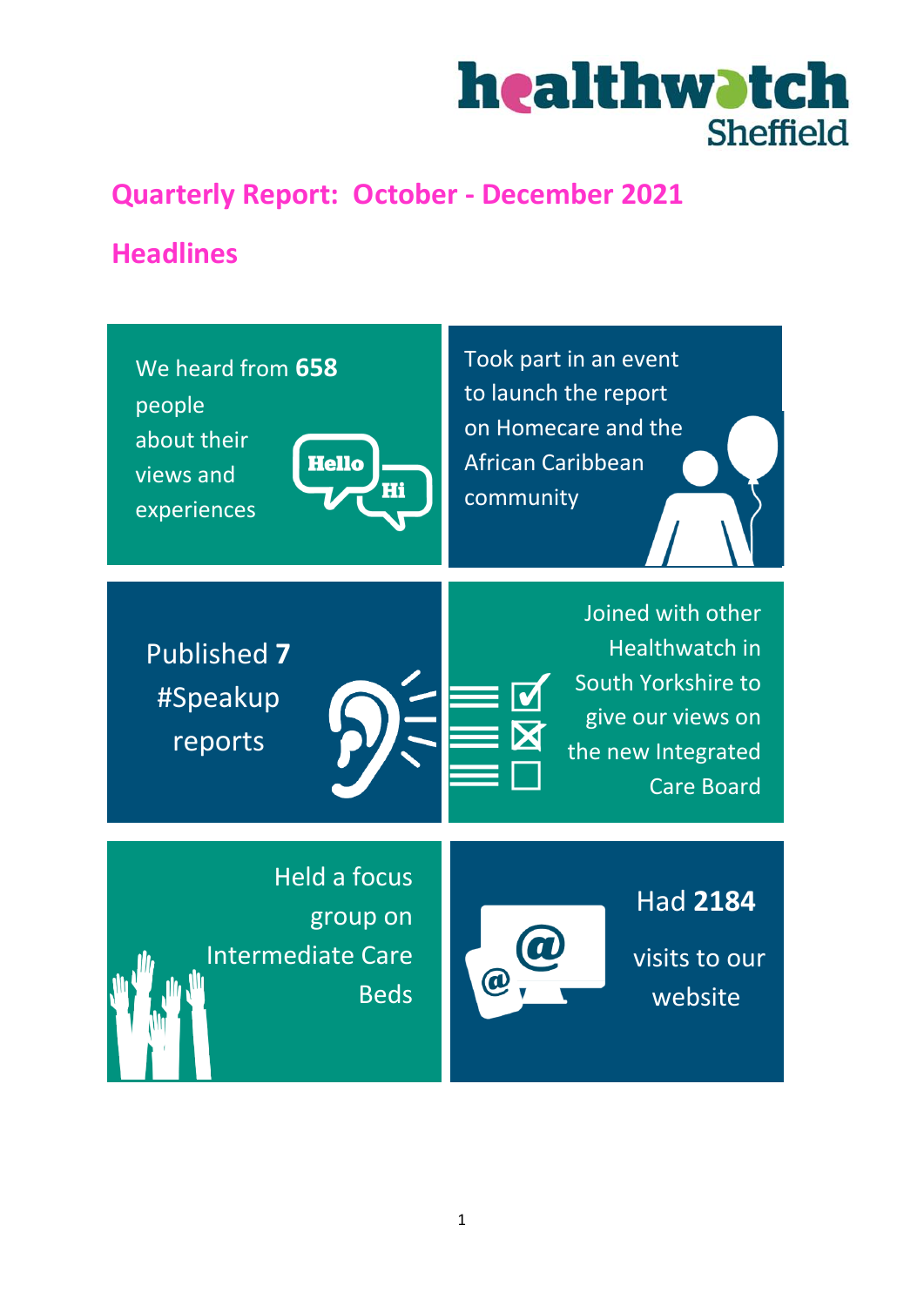healthwatch Sheffield

# Quarterly Report: October - December 2021

## Headlines

We heard from **658** people about their views and experiences

Took part in an event to launch the report on Homecare and the African Caribbean community

Published **7** #Speakup reports

Joined with other Healthwatch in South Yorkshire to give our views on the new Integrated Care Board

Held a focus group on Intermediate Care Beds

Had **2184** visits to our website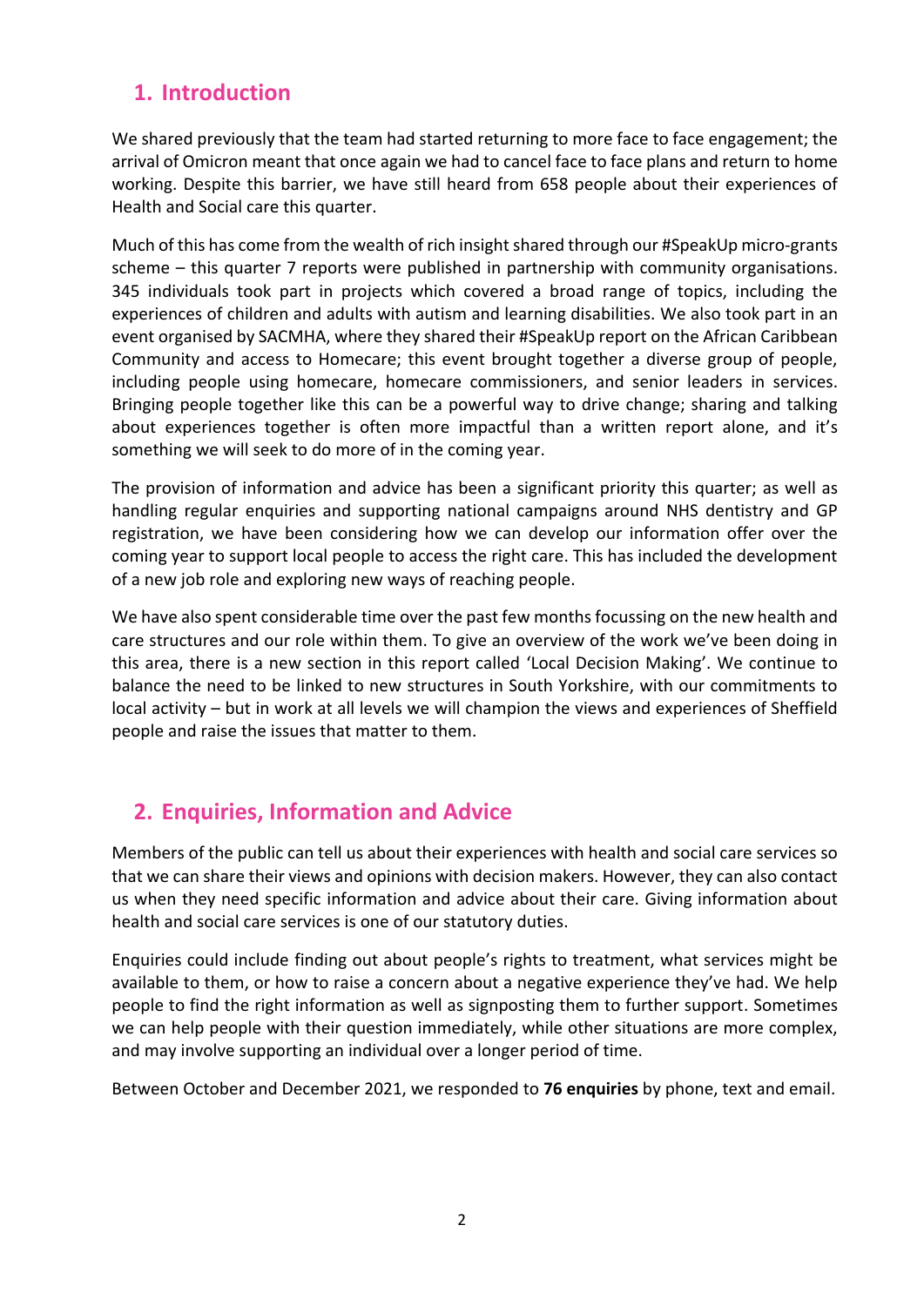## 1. Introduction

We shared previously that the team had started returning to more face to face engagement; the arrival of Omicron meant that once again we had to cancel face to face plans and return to home working. Despite this barrier, we have still heard from 658 people about their experiences of Health and Social care this quarter.

Much of this has come from the wealth of rich insight shared through our #SpeakUp micro-grants scheme – this quarter 7 reports were published in partnership with community organisations. 345 individuals took part in projects which covered a broad range of topics, including the experiences of children and adults with autism and learning disabilities. We also took part in an event organised by SACMHA, where they shared their #SpeakUp report on the African Caribbean Community and access to Homecare; this event brought together a diverse group of people, including people using homecare, homecare commissioners, and senior leaders in services. Bringing people together like this can be a powerful way to drive change; sharing and talking about experiences together is often more impactful than a written report alone, and it's something we will seek to do more of in the coming year.

The provision of information and advice has been a significant priority this quarter; as well as handling regular enquiries and supporting national campaigns around NHS dentistry and GP registration, we have been considering how we can develop our information offer over the coming year to support local people to access the right care. This has included the development of a new job role and exploring new ways of reaching people.

We have also spent considerable time over the past few months focussing on the new health and care structures and our role within them. To give an overview of the work we've been doing in this area, there is a new section in this report called 'Local Decision Making'. We continue to balance the need to be linked to new structures in South Yorkshire, with our commitments to local activity – but in work at all levels we will champion the views and experiences of Sheffield people and raise the issues that matter to them.

## 2. Enquiries, Information and Advice

Members of the public can tell us about their experiences with health and social care services so that we can share their views and opinions with decision makers. However, they can also contact us when they need specific information and advice about their care. Giving information about health and social care services is one of our statutory duties.

Enquiries could include finding out about people's rights to treatment, what services might be available to them, or how to raise a concern about a negative experience they've had. We help people to find the right information as well as signposting them to further support. Sometimes we can help people with their question immediately, while other situations are more complex, and may involve supporting an individual over a longer period of time.

Between October and December 2021, we responded to **76 enquiries** by phone, text and email.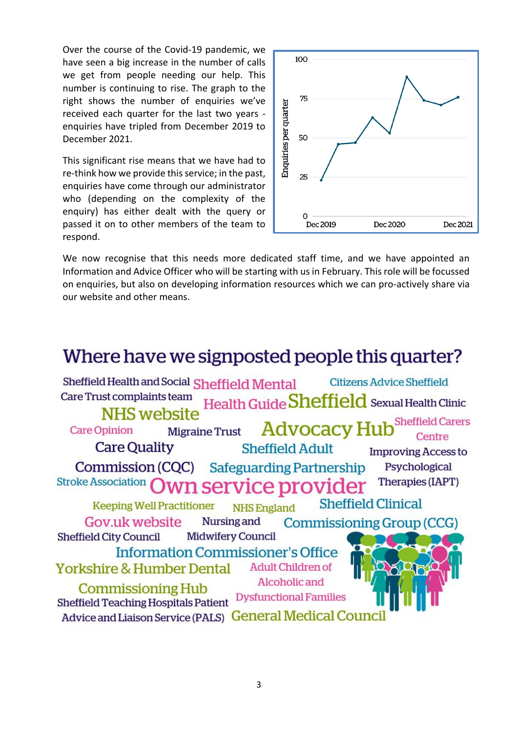Over the course of the Covid-19 pandemic, we have seen a big increase in the number of calls we get from people needing our help. This number is continuing to rise. The graph to the right shows the number of enquiries we've received each quarter for the last two years - enquiries have tripled from December 2019 to December 2021.

This significant rise means that we have had to re-think how we provide this service; in the past, enquiries have come through our administrator who (depending on the complexity of the enquiry) has either dealt with the query or passed it on to other members of the team to respond.

We now recognise that this needs more dedicated staff time, and we have appointed an Information and Advice Officer who will be starting with us in February. This role will be focussed on enquiries, but also on developing information resources which we can pro-actively share via our website and other means.

## Where have we signposted people this quarter?

Sheffield Health and Social Care Trust complaints team
Sheffield Mental Health Guide
Citizens Advice Sheffield
NHS website
Sheffield Sexual Health Clinic
Care Opinion
Migraine Trust
Advocacy Hub
Sheffield Carers Centre
Care Quality Commission (CQC)
Sheffield Adult Safeguarding Partnership
Improving Access to Psychological Therapies (IAPT)
Stroke Association
Own service provider
Keeping Well Practitioner
NHS England
Sheffield Clinical Commissioning Group (CCG)
Gov.uk website
Nursing and Midwifery Council
Sheffield City Council
Information Commissioner's Office
Yorkshire & Humber Dental Commissioning Hub
Adult Children of Alcoholic and Dysfunctional Families
Sheffield Teaching Hospitals Patient Advice and Liaison Service (PALS)
General Medical Council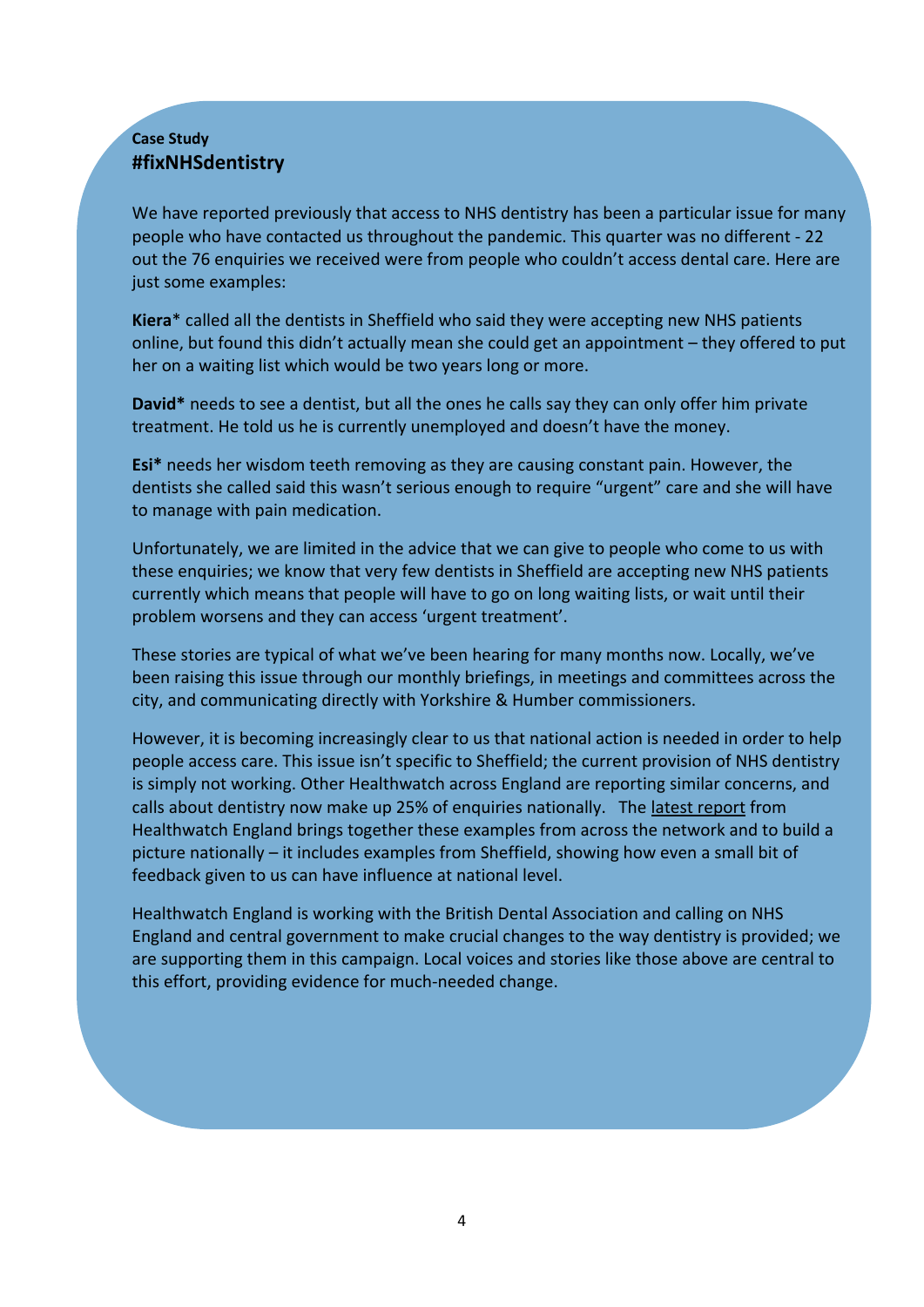**Case Study**

**#fixNHSdentistry**

We have reported previously that access to NHS dentistry has been a particular issue for many people who have contacted us throughout the pandemic. This quarter was no different - 22 out the 76 enquiries we received were from people who couldn't access dental care. Here are just some examples:

**Kiera*** called all the dentists in Sheffield who said they were accepting new NHS patients online, but found this didn't actually mean she could get an appointment – they offered to put her on a waiting list which would be two years long or more.

**David*** needs to see a dentist, but all the ones he calls say they can only offer him private treatment. He told us he is currently unemployed and doesn't have the money.

**Esi*** needs her wisdom teeth removing as they are causing constant pain. However, the dentists she called said this wasn't serious enough to require "urgent" care and she will have to manage with pain medication.

Unfortunately, we are limited in the advice that we can give to people who come to us with these enquiries; we know that very few dentists in Sheffield are accepting new NHS patients currently which means that people will have to go on long waiting lists, or wait until their problem worsens and they can access 'urgent treatment'.

These stories are typical of what we've been hearing for many months now. Locally, we've been raising this issue through our monthly briefings, in meetings and committees across the city, and communicating directly with Yorkshire & Humber commissioners.

However, it is becoming increasingly clear to us that national action is needed in order to help people access care. This issue isn't specific to Sheffield; the current provision of NHS dentistry is simply not working. Other Healthwatch across England are reporting similar concerns, and calls about dentistry now make up 25% of enquiries nationally. The latest report from Healthwatch England brings together these examples from across the network and to build a picture nationally – it includes examples from Sheffield, showing how even a small bit of feedback given to us can have influence at national level.

Healthwatch England is working with the British Dental Association and calling on NHS England and central government to make crucial changes to the way dentistry is provided; we are supporting them in this campaign. Local voices and stories like those above are central to this effort, providing evidence for much-needed change.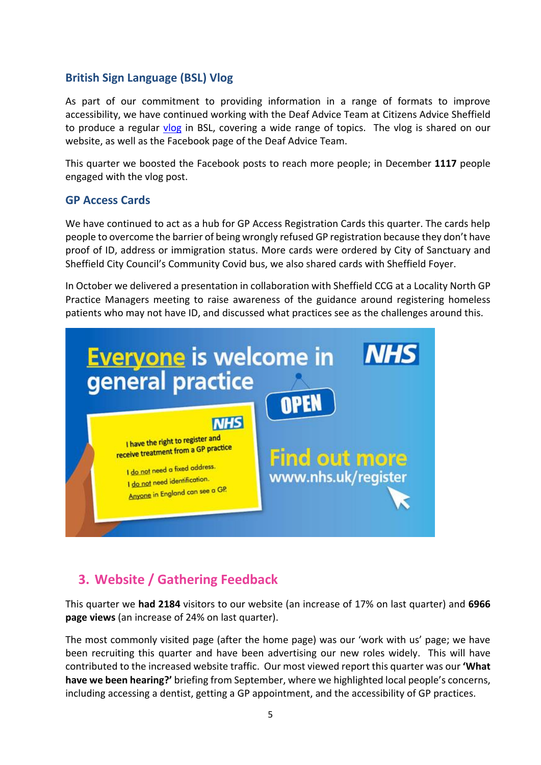### British Sign Language (BSL) Vlog

As part of our commitment to providing information in a range of formats to improve accessibility, we have continued working with the Deaf Advice Team at Citizens Advice Sheffield to produce a regular vlog in BSL, covering a wide range of topics. The vlog is shared on our website, as well as the Facebook page of the Deaf Advice Team.

This quarter we boosted the Facebook posts to reach more people; in December **1117** people engaged with the vlog post.

### GP Access Cards

We have continued to act as a hub for GP Access Registration Cards this quarter. The cards help people to overcome the barrier of being wrongly refused GP registration because they don't have proof of ID, address or immigration status. More cards were ordered by City of Sanctuary and Sheffield City Council's Community Covid bus, we also shared cards with Sheffield Foyer.

In October we delivered a presentation in collaboration with Sheffield CCG at a Locality North GP Practice Managers meeting to raise awareness of the guidance around registering homeless patients who may not have ID, and discussed what practices see as the challenges around this.

## 3. Website / Gathering Feedback

This quarter we **had 2184** visitors to our website (an increase of 17% on last quarter) and **6966 page views** (an increase of 24% on last quarter).

The most commonly visited page (after the home page) was our 'work with us' page; we have been recruiting this quarter and have been advertising our new roles widely. This will have contributed to the increased website traffic. Our most viewed report this quarter was our **'What have we been hearing?'** briefing from September, where we highlighted local people's concerns, including accessing a dentist, getting a GP appointment, and the accessibility of GP practices.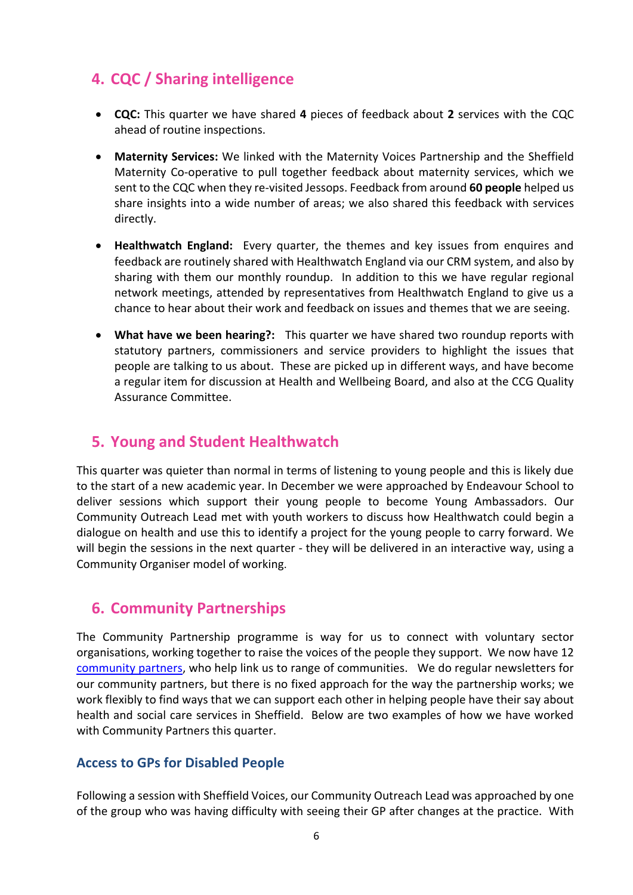## 4. CQC / Sharing intelligence

- **CQC:** This quarter we have shared **4** pieces of feedback about **2** services with the CQC ahead of routine inspections.
- **Maternity Services:** We linked with the Maternity Voices Partnership and the Sheffield Maternity Co-operative to pull together feedback about maternity services, which we sent to the CQC when they re-visited Jessops. Feedback from around **60 people** helped us share insights into a wide number of areas; we also shared this feedback with services directly.
- **Healthwatch England:** Every quarter, the themes and key issues from enquires and feedback are routinely shared with Healthwatch England via our CRM system, and also by sharing with them our monthly roundup. In addition to this we have regular regional network meetings, attended by representatives from Healthwatch England to give us a chance to hear about their work and feedback on issues and themes that we are seeing.
- **What have we been hearing?:** This quarter we have shared two roundup reports with statutory partners, commissioners and service providers to highlight the issues that people are talking to us about. These are picked up in different ways, and have become a regular item for discussion at Health and Wellbeing Board, and also at the CCG Quality Assurance Committee.

## 5. Young and Student Healthwatch

This quarter was quieter than normal in terms of listening to young people and this is likely due to the start of a new academic year. In December we were approached by Endeavour School to deliver sessions which support their young people to become Young Ambassadors. Our Community Outreach Lead met with youth workers to discuss how Healthwatch could begin a dialogue on health and use this to identify a project for the young people to carry forward. We will begin the sessions in the next quarter - they will be delivered in an interactive way, using a Community Organiser model of working.

## 6. Community Partnerships

The Community Partnership programme is way for us to connect with voluntary sector organisations, working together to raise the voices of the people they support. We now have 12 community partners, who help link us to range of communities. We do regular newsletters for our community partners, but there is no fixed approach for the way the partnership works; we work flexibly to find ways that we can support each other in helping people have their say about health and social care services in Sheffield. Below are two examples of how we have worked with Community Partners this quarter.

### Access to GPs for Disabled People

Following a session with Sheffield Voices, our Community Outreach Lead was approached by one of the group who was having difficulty with seeing their GP after changes at the practice. With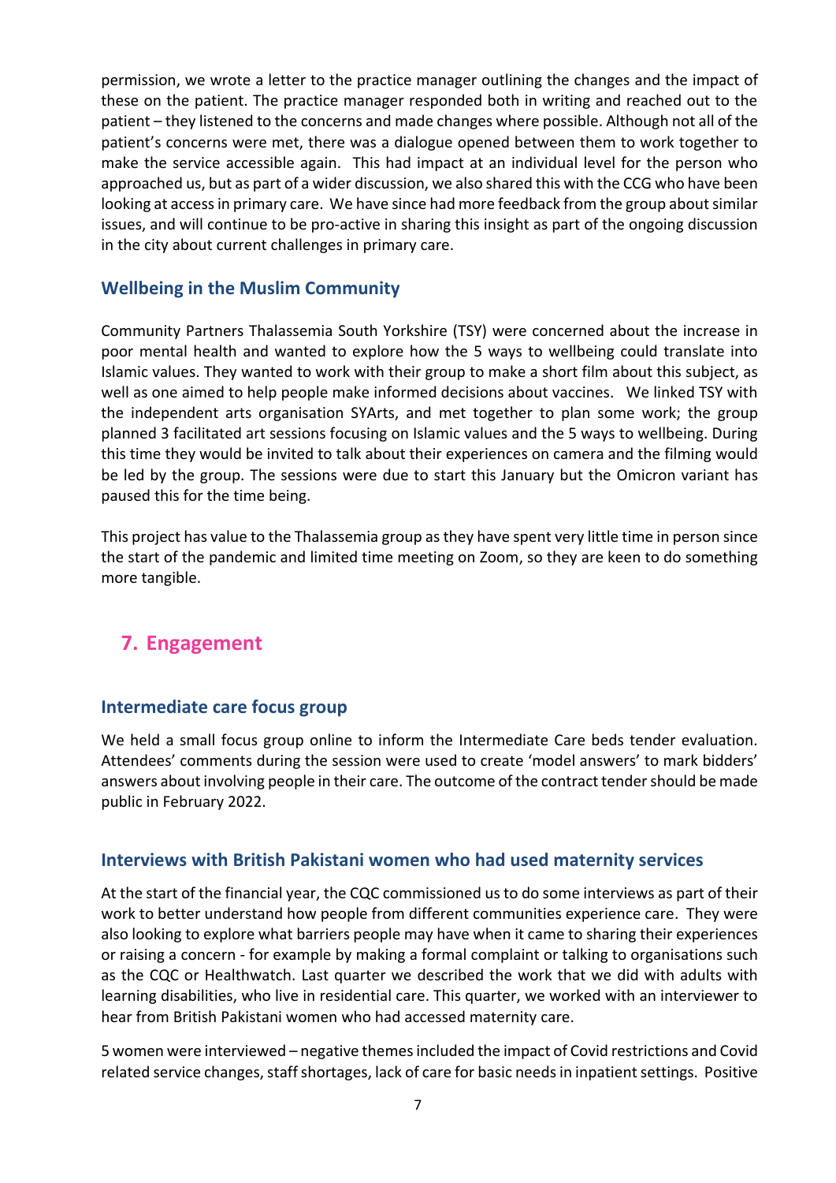permission, we wrote a letter to the practice manager outlining the changes and the impact of these on the patient. The practice manager responded both in writing and reached out to the patient – they listened to the concerns and made changes where possible. Although not all of the patient's concerns were met, there was a dialogue opened between them to work together to make the service accessible again. This had impact at an individual level for the person who approached us, but as part of a wider discussion, we also shared this with the CCG who have been looking at access in primary care. We have since had more feedback from the group about similar issues, and will continue to be pro-active in sharing this insight as part of the ongoing discussion in the city about current challenges in primary care.

### Wellbeing in the Muslim Community

Community Partners Thalassemia South Yorkshire (TSY) were concerned about the increase in poor mental health and wanted to explore how the 5 ways to wellbeing could translate into Islamic values. They wanted to work with their group to make a short film about this subject, as well as one aimed to help people make informed decisions about vaccines. We linked TSY with the independent arts organisation SYArts, and met together to plan some work; the group planned 3 facilitated art sessions focusing on Islamic values and the 5 ways to wellbeing. During this time they would be invited to talk about their experiences on camera and the filming would be led by the group. The sessions were due to start this January but the Omicron variant has paused this for the time being.

This project has value to the Thalassemia group as they have spent very little time in person since the start of the pandemic and limited time meeting on Zoom, so they are keen to do something more tangible.

## 7. Engagement

### Intermediate care focus group

We held a small focus group online to inform the Intermediate Care beds tender evaluation. Attendees' comments during the session were used to create 'model answers' to mark bidders' answers about involving people in their care. The outcome of the contract tender should be made public in February 2022.

### Interviews with British Pakistani women who had used maternity services

At the start of the financial year, the CQC commissioned us to do some interviews as part of their work to better understand how people from different communities experience care. They were also looking to explore what barriers people may have when it came to sharing their experiences or raising a concern - for example by making a formal complaint or talking to organisations such as the CQC or Healthwatch. Last quarter we described the work that we did with adults with learning disabilities, who live in residential care. This quarter, we worked with an interviewer to hear from British Pakistani women who had accessed maternity care.

5 women were interviewed – negative themes included the impact of Covid restrictions and Covid related service changes, staff shortages, lack of care for basic needs in inpatient settings. Positive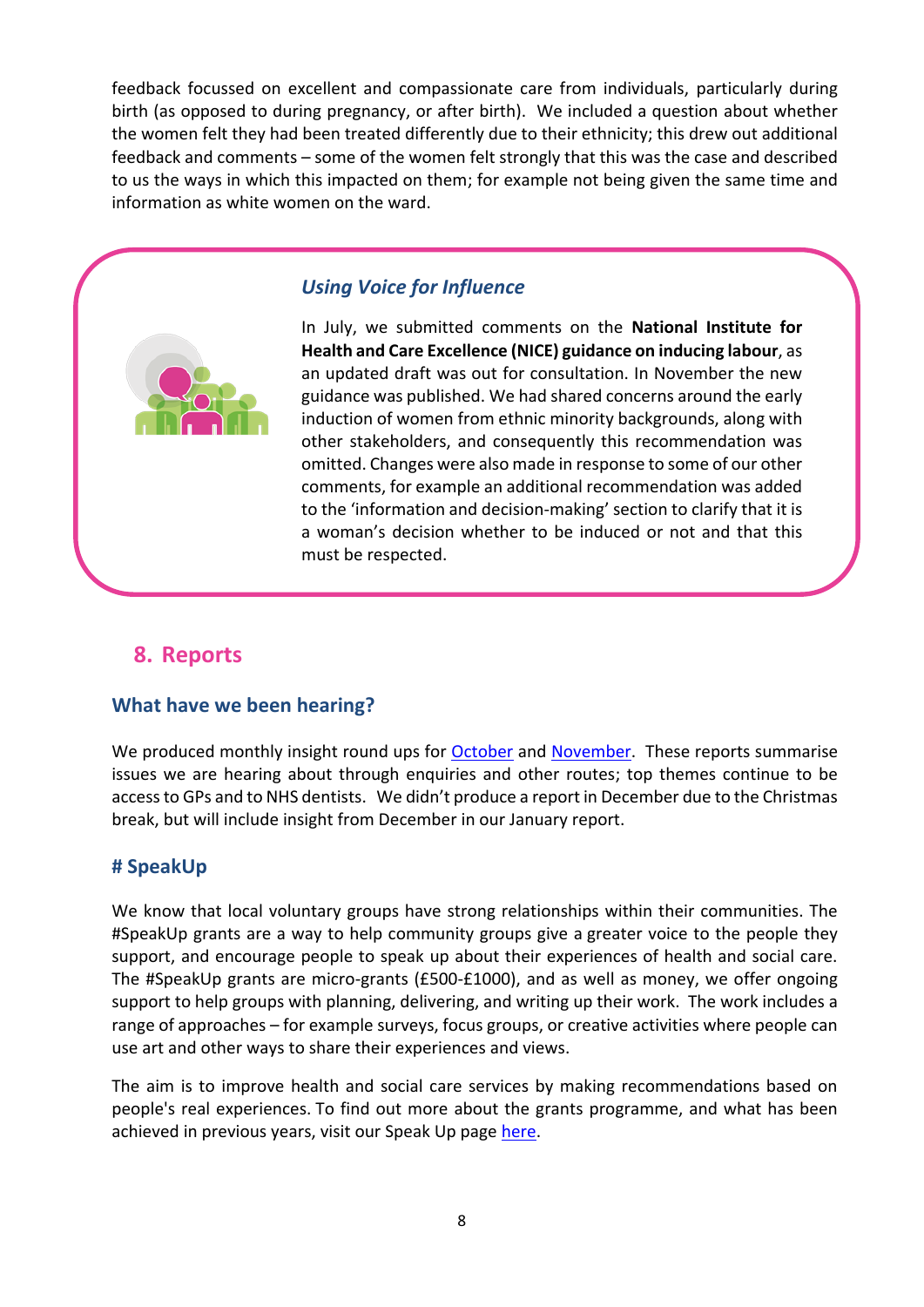feedback focussed on excellent and compassionate care from individuals, particularly during birth (as opposed to during pregnancy, or after birth). We included a question about whether the women felt they had been treated differently due to their ethnicity; this drew out additional feedback and comments – some of the women felt strongly that this was the case and described to us the ways in which this impacted on them; for example not being given the same time and information as white women on the ward.

### *Using Voice for Influence*

In July, we submitted comments on the **National Institute for Health and Care Excellence (NICE) guidance on inducing labour**, as an updated draft was out for consultation. In November the new guidance was published. We had shared concerns around the early induction of women from ethnic minority backgrounds, along with other stakeholders, and consequently this recommendation was omitted. Changes were also made in response to some of our other comments, for example an additional recommendation was added to the 'information and decision-making' section to clarify that it is a woman's decision whether to be induced or not and that this must be respected.

## 8. Reports

### What have we been hearing?

We produced monthly insight round ups for October and November. These reports summarise issues we are hearing about through enquiries and other routes; top themes continue to be access to GPs and to NHS dentists. We didn't produce a report in December due to the Christmas break, but will include insight from December in our January report.

### # SpeakUp

We know that local voluntary groups have strong relationships within their communities. The #SpeakUp grants are a way to help community groups give a greater voice to the people they support, and encourage people to speak up about their experiences of health and social care. The #SpeakUp grants are micro-grants (£500-£1000), and as well as money, we offer ongoing support to help groups with planning, delivering, and writing up their work. The work includes a range of approaches – for example surveys, focus groups, or creative activities where people can use art and other ways to share their experiences and views.

The aim is to improve health and social care services by making recommendations based on people's real experiences. To find out more about the grants programme, and what has been achieved in previous years, visit our Speak Up page here.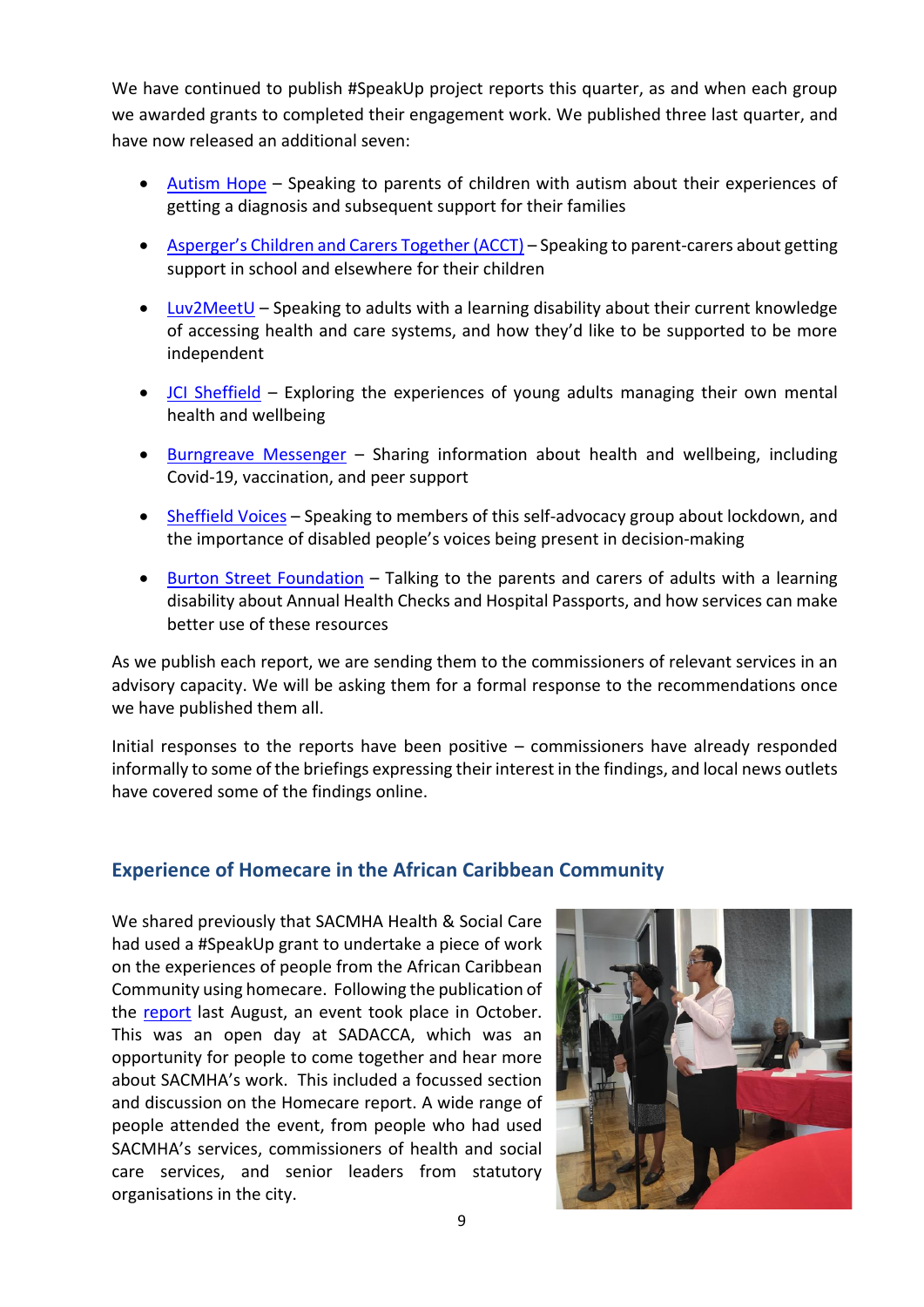We have continued to publish #SpeakUp project reports this quarter, as and when each group we awarded grants to completed their engagement work. We published three last quarter, and have now released an additional seven:

- Autism Hope – Speaking to parents of children with autism about their experiences of getting a diagnosis and subsequent support for their families
- Asperger's Children and Carers Together (ACCT) – Speaking to parent-carers about getting support in school and elsewhere for their children
- Luv2MeetU – Speaking to adults with a learning disability about their current knowledge of accessing health and care systems, and how they'd like to be supported to be more independent
- JCI Sheffield – Exploring the experiences of young adults managing their own mental health and wellbeing
- Burngreave Messenger – Sharing information about health and wellbeing, including Covid-19, vaccination, and peer support
- Sheffield Voices – Speaking to members of this self-advocacy group about lockdown, and the importance of disabled people's voices being present in decision-making
- Burton Street Foundation – Talking to the parents and carers of adults with a learning disability about Annual Health Checks and Hospital Passports, and how services can make better use of these resources

As we publish each report, we are sending them to the commissioners of relevant services in an advisory capacity. We will be asking them for a formal response to the recommendations once we have published them all.

Initial responses to the reports have been positive – commissioners have already responded informally to some of the briefings expressing their interest in the findings, and local news outlets have covered some of the findings online.

## Experience of Homecare in the African Caribbean Community

We shared previously that SACMHA Health & Social Care had used a #SpeakUp grant to undertake a piece of work on the experiences of people from the African Caribbean Community using homecare. Following the publication of the report last August, an event took place in October. This was an open day at SADACCA, which was an opportunity for people to come together and hear more about SACMHA's work. This included a focussed section and discussion on the Homecare report. A wide range of people attended the event, from people who had used SACMHA's services, commissioners of health and social care services, and senior leaders from statutory organisations in the city.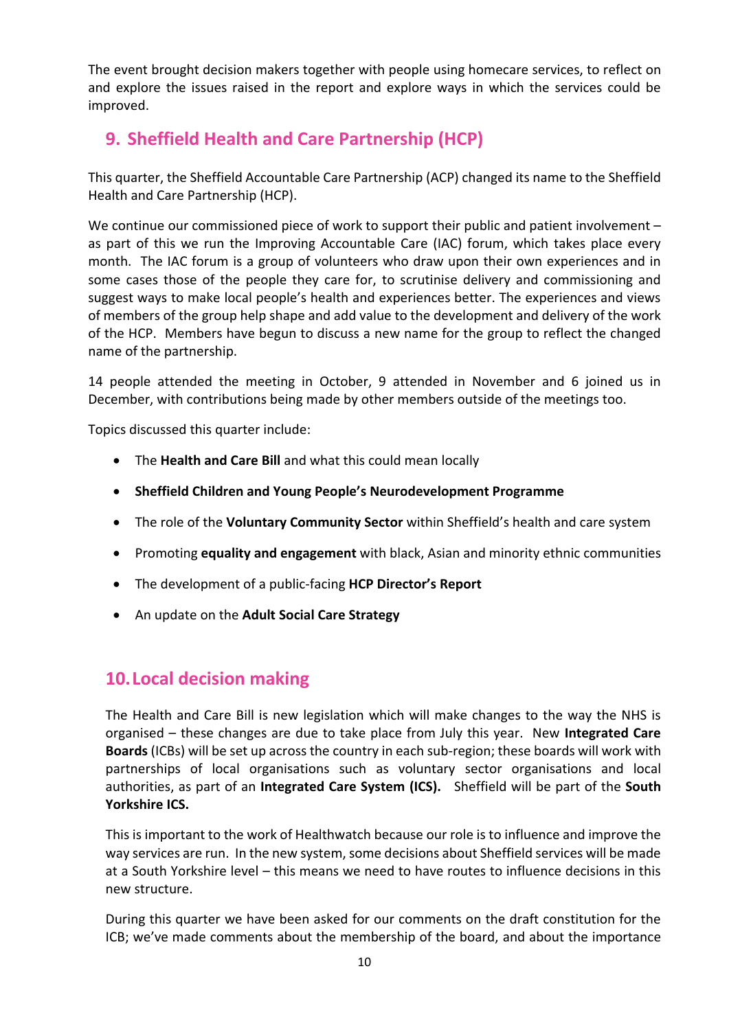The event brought decision makers together with people using homecare services, to reflect on and explore the issues raised in the report and explore ways in which the services could be improved.

## 9. Sheffield Health and Care Partnership (HCP)

This quarter, the Sheffield Accountable Care Partnership (ACP) changed its name to the Sheffield Health and Care Partnership (HCP).

We continue our commissioned piece of work to support their public and patient involvement – as part of this we run the Improving Accountable Care (IAC) forum, which takes place every month. The IAC forum is a group of volunteers who draw upon their own experiences and in some cases those of the people they care for, to scrutinise delivery and commissioning and suggest ways to make local people's health and experiences better. The experiences and views of members of the group help shape and add value to the development and delivery of the work of the HCP. Members have begun to discuss a new name for the group to reflect the changed name of the partnership.

14 people attended the meeting in October, 9 attended in November and 6 joined us in December, with contributions being made by other members outside of the meetings too.

Topics discussed this quarter include:

- The **Health and Care Bill** and what this could mean locally
- **Sheffield Children and Young People's Neurodevelopment Programme**
- The role of the **Voluntary Community Sector** within Sheffield's health and care system
- Promoting **equality and engagement** with black, Asian and minority ethnic communities
- The development of a public-facing **HCP Director's Report**
- An update on the **Adult Social Care Strategy**

## 10. Local decision making

The Health and Care Bill is new legislation which will make changes to the way the NHS is organised – these changes are due to take place from July this year. New **Integrated Care Boards** (ICBs) will be set up across the country in each sub-region; these boards will work with partnerships of local organisations such as voluntary sector organisations and local authorities, as part of an **Integrated Care System (ICS).** Sheffield will be part of the **South Yorkshire ICS.**

This is important to the work of Healthwatch because our role is to influence and improve the way services are run. In the new system, some decisions about Sheffield services will be made at a South Yorkshire level – this means we need to have routes to influence decisions in this new structure.

During this quarter we have been asked for our comments on the draft constitution for the ICB; we've made comments about the membership of the board, and about the importance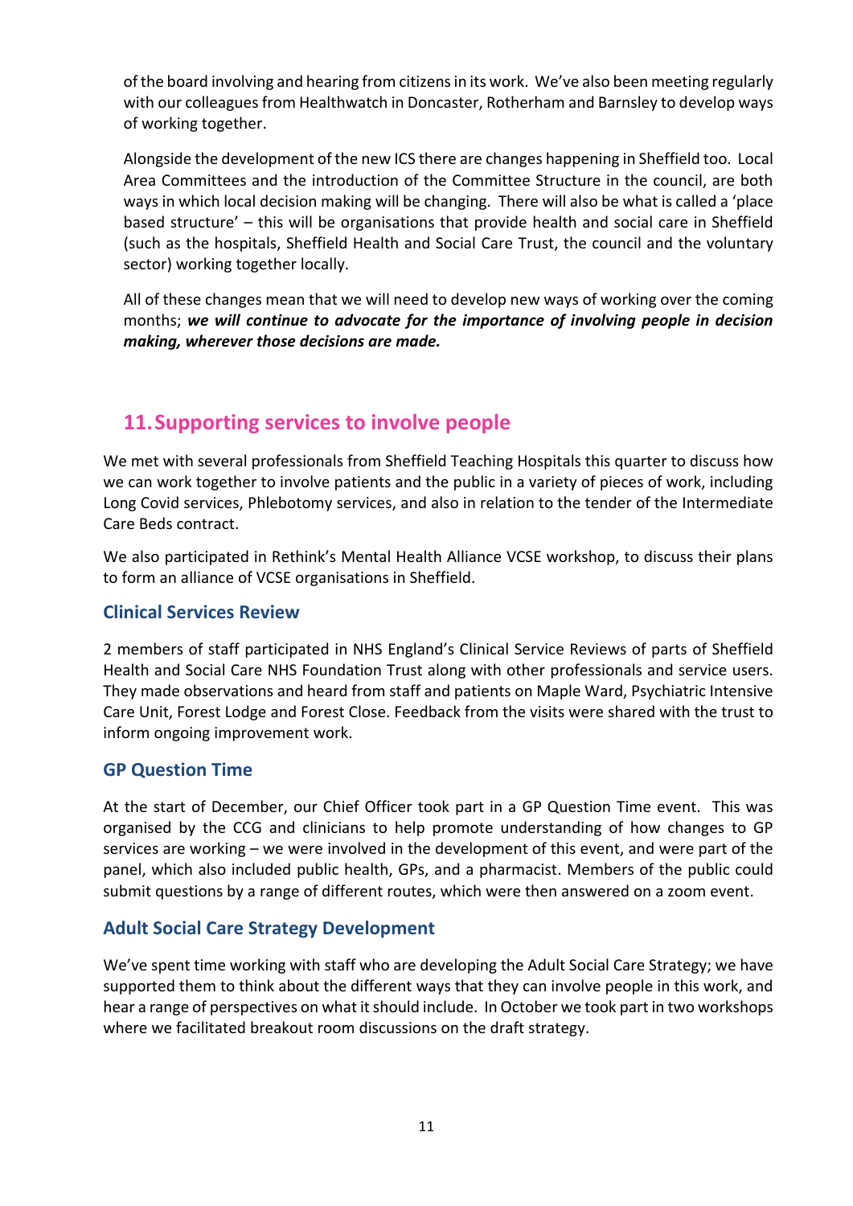of the board involving and hearing from citizens in its work. We've also been meeting regularly with our colleagues from Healthwatch in Doncaster, Rotherham and Barnsley to develop ways of working together.

Alongside the development of the new ICS there are changes happening in Sheffield too. Local Area Committees and the introduction of the Committee Structure in the council, are both ways in which local decision making will be changing. There will also be what is called a 'place based structure' – this will be organisations that provide health and social care in Sheffield (such as the hospitals, Sheffield Health and Social Care Trust, the council and the voluntary sector) working together locally.

All of these changes mean that we will need to develop new ways of working over the coming months; ***we will continue to advocate for the importance of involving people in decision making, wherever those decisions are made.***

## 11. Supporting services to involve people

We met with several professionals from Sheffield Teaching Hospitals this quarter to discuss how we can work together to involve patients and the public in a variety of pieces of work, including Long Covid services, Phlebotomy services, and also in relation to the tender of the Intermediate Care Beds contract.

We also participated in Rethink's Mental Health Alliance VCSE workshop, to discuss their plans to form an alliance of VCSE organisations in Sheffield.

### Clinical Services Review

2 members of staff participated in NHS England's Clinical Service Reviews of parts of Sheffield Health and Social Care NHS Foundation Trust along with other professionals and service users. They made observations and heard from staff and patients on Maple Ward, Psychiatric Intensive Care Unit, Forest Lodge and Forest Close. Feedback from the visits were shared with the trust to inform ongoing improvement work.

### GP Question Time

At the start of December, our Chief Officer took part in a GP Question Time event. This was organised by the CCG and clinicians to help promote understanding of how changes to GP services are working – we were involved in the development of this event, and were part of the panel, which also included public health, GPs, and a pharmacist. Members of the public could submit questions by a range of different routes, which were then answered on a zoom event.

### Adult Social Care Strategy Development

We've spent time working with staff who are developing the Adult Social Care Strategy; we have supported them to think about the different ways that they can involve people in this work, and hear a range of perspectives on what it should include. In October we took part in two workshops where we facilitated breakout room discussions on the draft strategy.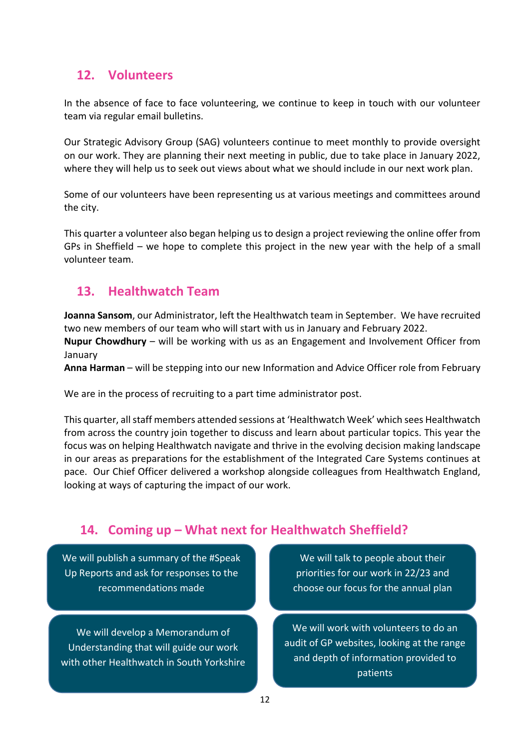## 12. Volunteers

In the absence of face to face volunteering, we continue to keep in touch with our volunteer team via regular email bulletins.

Our Strategic Advisory Group (SAG) volunteers continue to meet monthly to provide oversight on our work. They are planning their next meeting in public, due to take place in January 2022, where they will help us to seek out views about what we should include in our next work plan.

Some of our volunteers have been representing us at various meetings and committees around the city.

This quarter a volunteer also began helping us to design a project reviewing the online offer from GPs in Sheffield – we hope to complete this project in the new year with the help of a small volunteer team.

## 13. Healthwatch Team

**Joanna Sansom**, our Administrator, left the Healthwatch team in September. We have recruited two new members of our team who will start with us in January and February 2022.
**Nupur Chowdhury** – will be working with us as an Engagement and Involvement Officer from January
**Anna Harman** – will be stepping into our new Information and Advice Officer role from February

We are in the process of recruiting to a part time administrator post.

This quarter, all staff members attended sessions at 'Healthwatch Week' which sees Healthwatch from across the country join together to discuss and learn about particular topics. This year the focus was on helping Healthwatch navigate and thrive in the evolving decision making landscape in our areas as preparations for the establishment of the Integrated Care Systems continues at pace. Our Chief Officer delivered a workshop alongside colleagues from Healthwatch England, looking at ways of capturing the impact of our work.

## 14. Coming up – What next for Healthwatch Sheffield?

- We will publish a summary of the #Speak Up Reports and ask for responses to the recommendations made
- We will talk to people about their priorities for our work in 22/23 and choose our focus for the annual plan
- We will develop a Memorandum of Understanding that will guide our work with other Healthwatch in South Yorkshire
- We will work with volunteers to do an audit of GP websites, looking at the range and depth of information provided to patients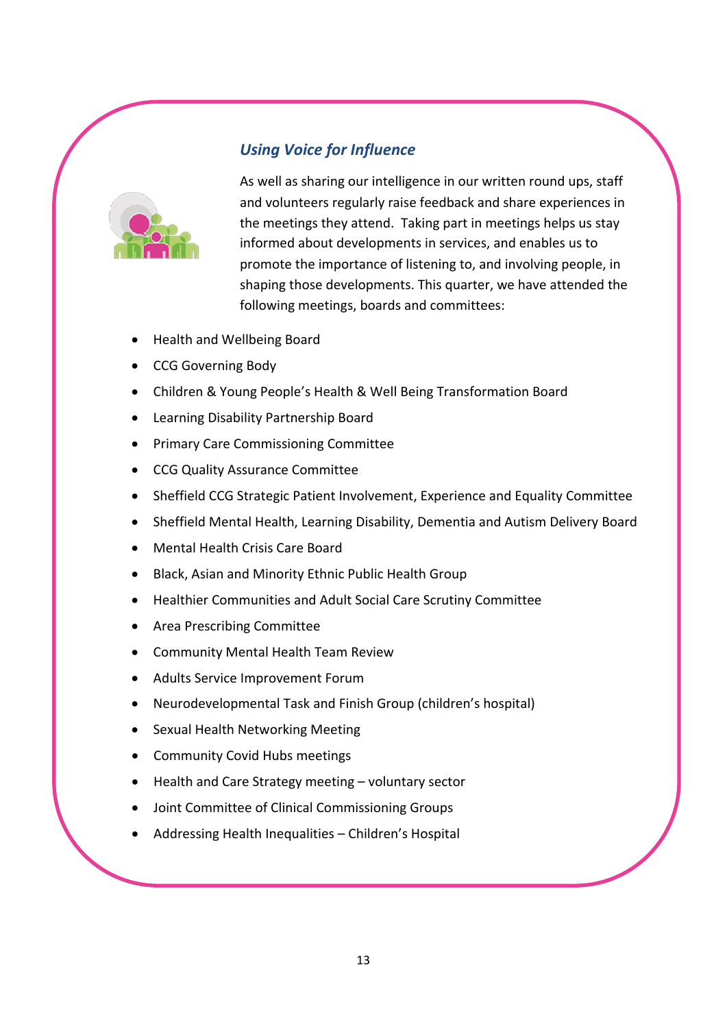### *Using Voice for Influence*

As well as sharing our intelligence in our written round ups, staff and volunteers regularly raise feedback and share experiences in the meetings they attend. Taking part in meetings helps us stay informed about developments in services, and enables us to promote the importance of listening to, and involving people, in shaping those developments. This quarter, we have attended the following meetings, boards and committees:

- Health and Wellbeing Board
- CCG Governing Body
- Children & Young People's Health & Well Being Transformation Board
- Learning Disability Partnership Board
- Primary Care Commissioning Committee
- CCG Quality Assurance Committee
- Sheffield CCG Strategic Patient Involvement, Experience and Equality Committee
- Sheffield Mental Health, Learning Disability, Dementia and Autism Delivery Board
- Mental Health Crisis Care Board
- Black, Asian and Minority Ethnic Public Health Group
- Healthier Communities and Adult Social Care Scrutiny Committee
- Area Prescribing Committee
- Community Mental Health Team Review
- Adults Service Improvement Forum
- Neurodevelopmental Task and Finish Group (children's hospital)
- Sexual Health Networking Meeting
- Community Covid Hubs meetings
- Health and Care Strategy meeting – voluntary sector
- Joint Committee of Clinical Commissioning Groups
- Addressing Health Inequalities – Children's Hospital